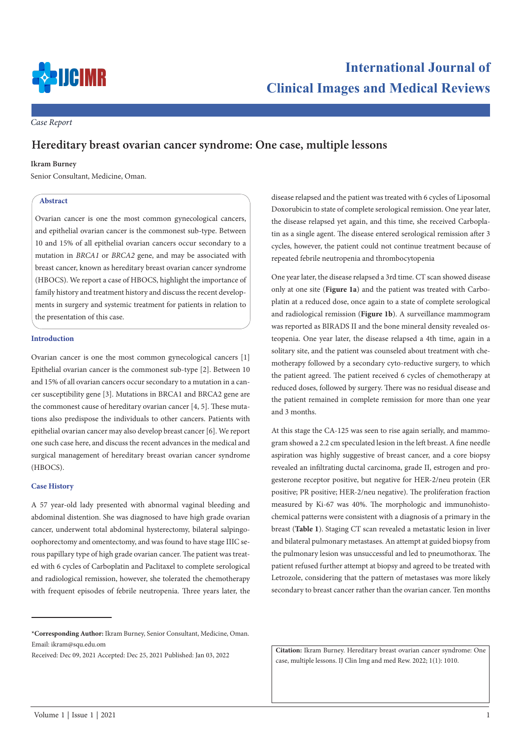*Case Report*

# Hereditary breast ovarian cancer syndrome: One case, multiple lessons

**Ikram Burney**

Senior Consultant, Medicine, Oman.

## Abstract

Ovarian cancer is one the most common gynecological cancers, and epithelial ovarian cancer is the commonest sub-type. Between 10 and 15% of all epithelial ovarian cancers occur secondary to a mutation in *BRCA1* or *BRCA2* gene, and may be associated with breast cancer, known as hereditary breast ovarian cancer syndrome (HBOCS). We report a case of HBOCS, highlight the importance of family history and treatment history and discuss the recent developments in surgery and systemic treatment for patients in relation to the presentation of this case.

## Introduction

Ovarian cancer is one the most common gynecological cancers [1] Epithelial ovarian cancer is the commonest sub-type [2]. Between 10 and 15% of all ovarian cancers occur secondary to a mutation in a cancer susceptibility gene [3]. Mutations in BRCA1 and BRCA2 gene are the commonest cause of hereditary ovarian cancer [4, 5]. These mutations also predispose the individuals to other cancers. Patients with epithelial ovarian cancer may also develop breast cancer [6]. We report one such case here, and discuss the recent advances in the medical and surgical management of hereditary breast ovarian cancer syndrome (HBOCS).

## Case History

A 57 year-old lady presented with abnormal vaginal bleeding and abdominal distention. She was diagnosed to have high grade ovarian cancer, underwent total abdominal hysterectomy, bilateral salpingo-oophorectomy and omentectomy, and was found to have stage IIIC serous papillary type of high grade ovarian cancer. The patient was treated with 6 cycles of Carboplatin and Paclitaxel to complete serological and radiological remission, however, she tolerated the chemotherapy with frequent episodes of febrile neutropenia. Three years later, the disease relapsed and the patient was treated with 6 cycles of Liposomal Doxorubicin to state of complete serological remission. One year later, the disease relapsed yet again, and this time, she received Carboplatin as a single agent. The disease entered serological remission after 3 cycles, however, the patient could not continue treatment because of repeated febrile neutropenia and thrombocytopenia

One year later, the disease relapsed a 3rd time. CT scan showed disease only at one site (**Figure 1a**) and the patient was treated with Carboplatin at a reduced dose, once again to a state of complete serological and radiological remission (**Figure 1b**). A surveillance mammogram was reported as BIRADS II and the bone mineral density revealed osteopenia. One year later, the disease relapsed a 4th time, again in a solitary site, and the patient was counseled about treatment with chemotherapy followed by a secondary cyto-reductive surgery, to which the patient agreed. The patient received 6 cycles of chemotherapy at reduced doses, followed by surgery. There was no residual disease and the patient remained in complete remission for more than one year and 3 months.

At this stage the CA-125 was seen to rise again serially, and mammogram showed a 2.2 cm speculated lesion in the left breast. A fine needle aspiration was highly suggestive of breast cancer, and a core biopsy revealed an infiltrating ductal carcinoma, grade II, estrogen and progesterone receptor positive, but negative for HER-2/neu protein (ER positive; PR positive; HER-2/neu negative). The proliferation fraction measured by Ki-67 was 40%. The morphologic and immunohistochemical patterns were consistent with a diagnosis of a primary in the breast (**Table 1**). Staging CT scan revealed a metastatic lesion in liver and bilateral pulmonary metastases. An attempt at guided biopsy from the pulmonary lesion was unsuccessful and led to pneumothorax. The patient refused further attempt at biopsy and agreed to be treated with Letrozole, considering that the pattern of metastases was more likely secondary to breast cancer rather than the ovarian cancer. Ten months

\***Corresponding Author:** Ikram Burney, Senior Consultant, Medicine, Oman.
Email: ikram@squ.edu.om

Received: Dec 09, 2021 Accepted: Dec 25, 2021 Published: Jan 03, 2022

**Citation:** Ikram Burney. Hereditary breast ovarian cancer syndrome: One case, multiple lessons. IJ Clin Img and med Rew. 2022; 1(1): 1010.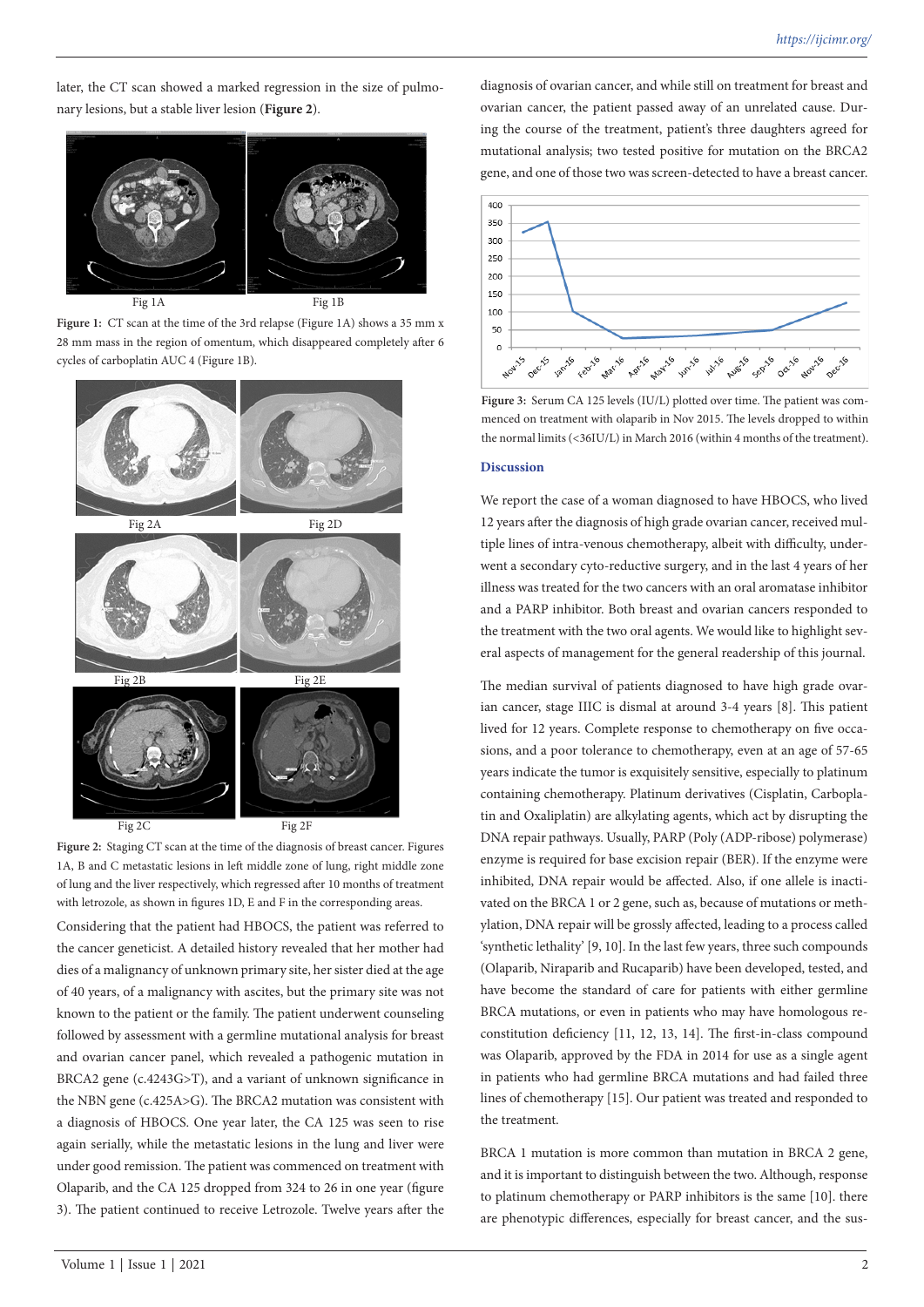later, the CT scan showed a marked regression in the size of pulmonary lesions, but a stable liver lesion (**Figure 2**).

Fig 1A Fig 1B

**Figure 1:** CT scan at the time of the 3rd relapse (Figure 1A) shows a 35 mm x 28 mm mass in the region of omentum, which disappeared completely after 6 cycles of carboplatin AUC 4 (Figure 1B).

Fig 2A Fig 2D Fig 2B Fig 2E Fig 2C Fig 2F

**Figure 2:** Staging CT scan at the time of the diagnosis of breast cancer. Figures 1A, B and C metastatic lesions in left middle zone of lung, right middle zone of lung and the liver respectively, which regressed after 10 months of treatment with letrozole, as shown in figures 1D, E and F in the corresponding areas.

Considering that the patient had HBOCS, the patient was referred to the cancer geneticist. A detailed history revealed that her mother had dies of a malignancy of unknown primary site, her sister died at the age of 40 years, of a malignancy with ascites, but the primary site was not known to the patient or the family. The patient underwent counseling followed by assessment with a germline mutational analysis for breast and ovarian cancer panel, which revealed a pathogenic mutation in BRCA2 gene (c.4243G>T), and a variant of unknown significance in the NBN gene (c.425A>G). The BRCA2 mutation was consistent with a diagnosis of HBOCS. One year later, the CA 125 was seen to rise again serially, while the metastatic lesions in the lung and liver were under good remission. The patient was commenced on treatment with Olaparib, and the CA 125 dropped from 324 to 26 in one year (figure 3). The patient continued to receive Letrozole. Twelve years after the diagnosis of ovarian cancer, and while still on treatment for breast and ovarian cancer, the patient passed away of an unrelated cause. During the course of the treatment, patient's three daughters agreed for mutational analysis; two tested positive for mutation on the BRCA2 gene, and one of those two was screen-detected to have a breast cancer.

**Figure 3:** Serum CA 125 levels (IU/L) plotted over time. The patient was commenced on treatment with olaparib in Nov 2015. The levels dropped to within the normal limits (<36IU/L) in March 2016 (within 4 months of the treatment).

### Discussion

We report the case of a woman diagnosed to have HBOCS, who lived 12 years after the diagnosis of high grade ovarian cancer, received multiple lines of intra-venous chemotherapy, albeit with difficulty, underwent a secondary cyto-reductive surgery, and in the last 4 years of her illness was treated for the two cancers with an oral aromatase inhibitor and a PARP inhibitor. Both breast and ovarian cancers responded to the treatment with the two oral agents. We would like to highlight several aspects of management for the general readership of this journal.

The median survival of patients diagnosed to have high grade ovarian cancer, stage IIIC is dismal at around 3-4 years [8]. This patient lived for 12 years. Complete response to chemotherapy on five occasions, and a poor tolerance to chemotherapy, even at an age of 57-65 years indicate the tumor is exquisitely sensitive, especially to platinum containing chemotherapy. Platinum derivatives (Cisplatin, Carboplatin and Oxaliplatin) are alkylating agents, which act by disrupting the DNA repair pathways. Usually, PARP (Poly (ADP-ribose) polymerase) enzyme is required for base excision repair (BER). If the enzyme were inhibited, DNA repair would be affected. Also, if one allele is inactivated on the BRCA 1 or 2 gene, such as, because of mutations or methylation, DNA repair will be grossly affected, leading to a process called 'synthetic lethality' [9, 10]. In the last few years, three such compounds (Olaparib, Niraparib and Rucaparib) have been developed, tested, and have become the standard of care for patients with either germline BRCA mutations, or even in patients who may have homologous reconstitution deficiency [11, 12, 13, 14]. The first-in-class compound was Olaparib, approved by the FDA in 2014 for use as a single agent in patients who had germline BRCA mutations and had failed three lines of chemotherapy [15]. Our patient was treated and responded to the treatment.

BRCA 1 mutation is more common than mutation in BRCA 2 gene, and it is important to distinguish between the two. Although, response to platinum chemotherapy or PARP inhibitors is the same [10]. there are phenotypic differences, especially for breast cancer, and the sus-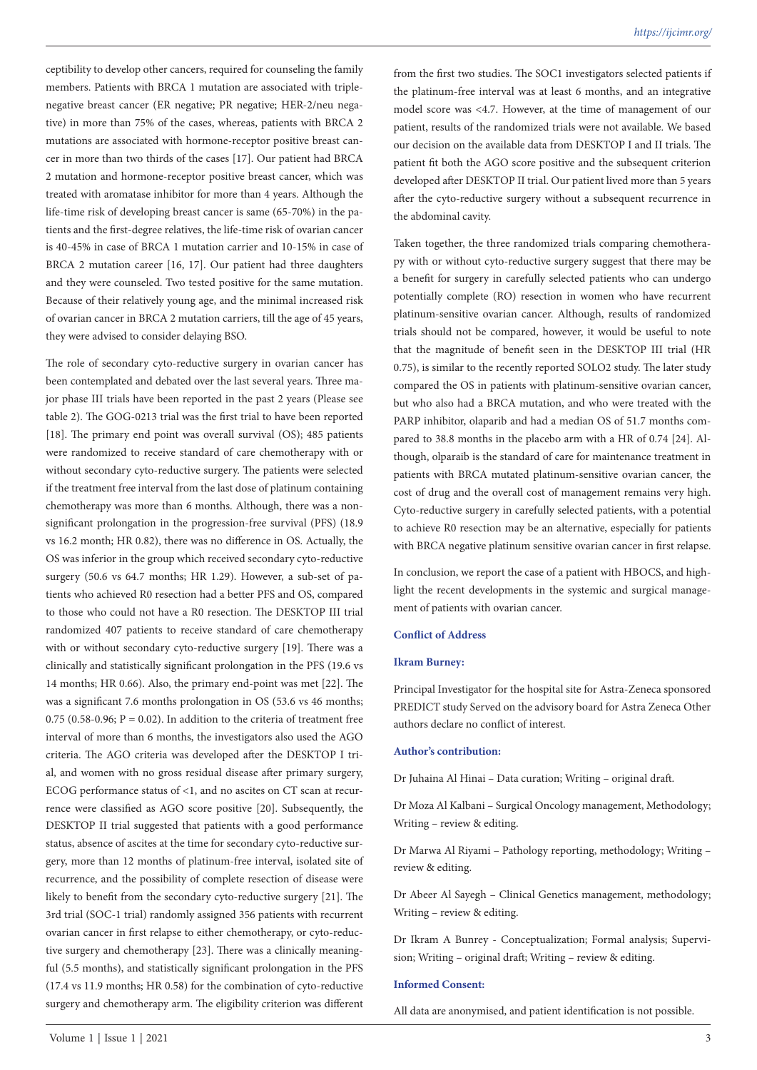ceptibility to develop other cancers, required for counseling the family members. Patients with BRCA 1 mutation are associated with triple-negative breast cancer (ER negative; PR negative; HER-2/neu negative) in more than 75% of the cases, whereas, patients with BRCA 2 mutations are associated with hormone-receptor positive breast cancer in more than two thirds of the cases [17]. Our patient had BRCA 2 mutation and hormone-receptor positive breast cancer, which was treated with aromatase inhibitor for more than 4 years. Although the life-time risk of developing breast cancer is same (65-70%) in the patients and the first-degree relatives, the life-time risk of ovarian cancer is 40-45% in case of BRCA 1 mutation carrier and 10-15% in case of BRCA 2 mutation career [16, 17]. Our patient had three daughters and they were counseled. Two tested positive for the same mutation. Because of their relatively young age, and the minimal increased risk of ovarian cancer in BRCA 2 mutation carriers, till the age of 45 years, they were advised to consider delaying BSO.

The role of secondary cyto-reductive surgery in ovarian cancer has been contemplated and debated over the last several years. Three major phase III trials have been reported in the past 2 years (Please see table 2). The GOG-0213 trial was the first trial to have been reported [18]. The primary end point was overall survival (OS); 485 patients were randomized to receive standard of care chemotherapy with or without secondary cyto-reductive surgery. The patients were selected if the treatment free interval from the last dose of platinum containing chemotherapy was more than 6 months. Although, there was a non-significant prolongation in the progression-free survival (PFS) (18.9 vs 16.2 month; HR 0.82), there was no difference in OS. Actually, the OS was inferior in the group which received secondary cyto-reductive surgery (50.6 vs 64.7 months; HR 1.29). However, a sub-set of patients who achieved R0 resection had a better PFS and OS, compared to those who could not have a R0 resection. The DESKTOP III trial randomized 407 patients to receive standard of care chemotherapy with or without secondary cyto-reductive surgery [19]. There was a clinically and statistically significant prolongation in the PFS (19.6 vs 14 months; HR 0.66). Also, the primary end-point was met [22]. The was a significant 7.6 months prolongation in OS (53.6 vs 46 months; 0.75 (0.58-0.96; P = 0.02). In addition to the criteria of treatment free interval of more than 6 months, the investigators also used the AGO criteria. The AGO criteria was developed after the DESKTOP I trial, and women with no gross residual disease after primary surgery, ECOG performance status of <1, and no ascites on CT scan at recurrence were classified as AGO score positive [20]. Subsequently, the DESKTOP II trial suggested that patients with a good performance status, absence of ascites at the time for secondary cyto-reductive surgery, more than 12 months of platinum-free interval, isolated site of recurrence, and the possibility of complete resection of disease were likely to benefit from the secondary cyto-reductive surgery [21]. The 3rd trial (SOC-1 trial) randomly assigned 356 patients with recurrent ovarian cancer in first relapse to either chemotherapy, or cyto-reductive surgery and chemotherapy [23]. There was a clinically meaningful (5.5 months), and statistically significant prolongation in the PFS (17.4 vs 11.9 months; HR 0.58) for the combination of cyto-reductive surgery and chemotherapy arm. The eligibility criterion was different from the first two studies. The SOC1 investigators selected patients if the platinum-free interval was at least 6 months, and an integrative model score was <4.7. However, at the time of management of our patient, results of the randomized trials were not available. We based our decision on the available data from DESKTOP I and II trials. The patient fit both the AGO score positive and the subsequent criterion developed after DESKTOP II trial. Our patient lived more than 5 years after the cyto-reductive surgery without a subsequent recurrence in the abdominal cavity.

Taken together, the three randomized trials comparing chemotherapy with or without cyto-reductive surgery suggest that there may be a benefit for surgery in carefully selected patients who can undergo potentially complete (RO) resection in women who have recurrent platinum-sensitive ovarian cancer. Although, results of randomized trials should not be compared, however, it would be useful to note that the magnitude of benefit seen in the DESKTOP III trial (HR 0.75), is similar to the recently reported SOLO2 study. The later study compared the OS in patients with platinum-sensitive ovarian cancer, but who also had a BRCA mutation, and who were treated with the PARP inhibitor, olaparib and had a median OS of 51.7 months compared to 38.8 months in the placebo arm with a HR of 0.74 [24]. Although, olparaib is the standard of care for maintenance treatment in patients with BRCA mutated platinum-sensitive ovarian cancer, the cost of drug and the overall cost of management remains very high. Cyto-reductive surgery in carefully selected patients, with a potential to achieve R0 resection may be an alternative, especially for patients with BRCA negative platinum sensitive ovarian cancer in first relapse.

In conclusion, we report the case of a patient with HBOCS, and highlight the recent developments in the systemic and surgical management of patients with ovarian cancer.

**Conflict of Address**

**Ikram Burney:**

Principal Investigator for the hospital site for Astra-Zeneca sponsored PREDICT study Served on the advisory board for Astra Zeneca Other authors declare no conflict of interest.

**Author's contribution:**

Dr Juhaina Al Hinai – Data curation; Writing – original draft.

Dr Moza Al Kalbani – Surgical Oncology management, Methodology; Writing – review & editing.

Dr Marwa Al Riyami – Pathology reporting, methodology; Writing – review & editing.

Dr Abeer Al Sayegh – Clinical Genetics management, methodology; Writing – review & editing.

Dr Ikram A Bunrey - Conceptualization; Formal analysis; Supervision; Writing – original draft; Writing – review & editing.

**Informed Consent:**

All data are anonymised, and patient identification is not possible.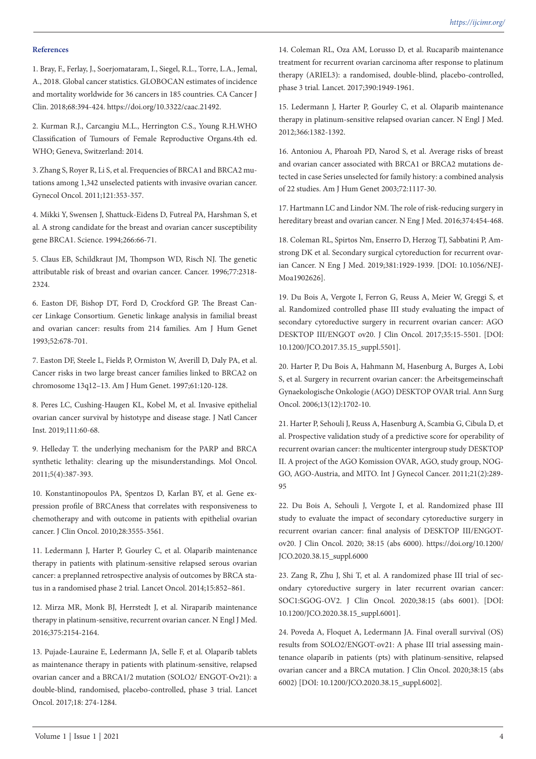## References

1. Bray, F., Ferlay, J., Soerjomataram, I., Siegel, R.L., Torre, L.A., Jemal, A., 2018. Global cancer statistics. GLOBOCAN estimates of incidence and mortality worldwide for 36 cancers in 185 countries. CA Cancer J Clin. 2018;68:394-424. https://doi.org/10.3322/caac.21492.

2. Kurman R.J., Carcangiu M.L., Herrington C.S., Young R.H.WHO Classification of Tumours of Female Reproductive Organs.4th ed. WHO; Geneva, Switzerland: 2014.

3. Zhang S, Royer R, Li S, et al. Frequencies of BRCA1 and BRCA2 mutations among 1,342 unselected patients with invasive ovarian cancer. Gynecol Oncol. 2011;121:353-357.

4. Mikki Y, Swensen J, Shattuck-Eidens D, Futreal PA, Harshman S, et al. A strong candidate for the breast and ovarian cancer susceptibility gene BRCA1. Science. 1994;266:66-71.

5. Claus EB, Schildkraut JM, Thompson WD, Risch NJ. The genetic attributable risk of breast and ovarian cancer. Cancer. 1996;77:2318-2324.

6. Easton DF, Bishop DT, Ford D, Crockford GP. The Breast Cancer Linkage Consortium. Genetic linkage analysis in familial breast and ovarian cancer: results from 214 families. Am J Hum Genet 1993;52:678-701.

7. Easton DF, Steele L, Fields P, Ormiston W, Averill D, Daly PA, et al. Cancer risks in two large breast cancer families linked to BRCA2 on chromosome 13q12–13. Am J Hum Genet. 1997;61:120-128.

8. Peres LC, Cushing-Haugen KL, Kobel M, et al. Invasive epithelial ovarian cancer survival by histotype and disease stage. J Natl Cancer Inst. 2019;111:60-68.

9. Helleday T. the underlying mechanism for the PARP and BRCA synthetic lethality: clearing up the misunderstandings. Mol Oncol. 2011;5(4):387-393.

10. Konstantinopoulos PA, Spentzos D, Karlan BY, et al. Gene expression profile of BRCAness that correlates with responsiveness to chemotherapy and with outcome in patients with epithelial ovarian cancer. J Clin Oncol. 2010;28:3555-3561.

11. Ledermann J, Harter P, Gourley C, et al. Olaparib maintenance therapy in patients with platinum-sensitive relapsed serous ovarian cancer: a preplanned retrospective analysis of outcomes by BRCA status in a randomised phase 2 trial. Lancet Oncol. 2014;15:852–861.

12. Mirza MR, Monk BJ, Herrstedt J, et al. Niraparib maintenance therapy in platinum-sensitive, recurrent ovarian cancer. N Engl J Med. 2016;375:2154-2164.

13. Pujade-Lauraine E, Ledermann JA, Selle F, et al. Olaparib tablets as maintenance therapy in patients with platinum-sensitive, relapsed ovarian cancer and a BRCA1/2 mutation (SOLO2/ ENGOT-Ov21): a double-blind, randomised, placebo-controlled, phase 3 trial. Lancet Oncol. 2017;18: 274-1284.

14. Coleman RL, Oza AM, Lorusso D, et al. Rucaparib maintenance treatment for recurrent ovarian carcinoma after response to platinum therapy (ARIEL3): a randomised, double-blind, placebo-controlled, phase 3 trial. Lancet. 2017;390:1949-1961.

15. Ledermann J, Harter P, Gourley C, et al. Olaparib maintenance therapy in platinum-sensitive relapsed ovarian cancer. N Engl J Med. 2012;366:1382-1392.

16. Antoniou A, Pharoah PD, Narod S, et al. Average risks of breast and ovarian cancer associated with BRCA1 or BRCA2 mutations detected in case Series unselected for family history: a combined analysis of 22 studies. Am J Hum Genet 2003;72:1117-30.

17. Hartmann LC and Lindor NM. The role of risk-reducing surgery in hereditary breast and ovarian cancer. N Eng J Med. 2016;374:454-468.

18. Coleman RL, Spirtos Nm, Enserro D, Herzog TJ, Sabbatini P, Amstrong DK et al. Secondary surgical cytoreduction for recurrent ovarian Cancer. N Eng J Med. 2019;381:1929-1939. [DOI: 10.1056/NEJMoa1902626].

19. Du Bois A, Vergote I, Ferron G, Reuss A, Meier W, Greggi S, et al. Randomized controlled phase III study evaluating the impact of secondary cytoreductive surgery in recurrent ovarian cancer: AGO DESKTOP III/ENGOT ov20. J Clin Oncol. 2017;35:15-5501. [DOI: 10.1200/JCO.2017.35.15_suppl.5501].

20. Harter P, Du Bois A, Hahmann M, Hasenburg A, Burges A, Lobi S, et al. Surgery in recurrent ovarian cancer: the Arbeitsgemeinschaft Gynaekologische Onkologie (AGO) DESKTOP OVAR trial. Ann Surg Oncol. 2006;13(12):1702-10.

21. Harter P, Sehouli J, Reuss A, Hasenburg A, Scambia G, Cibula D, et al. Prospective validation study of a predictive score for operability of recurrent ovarian cancer: the multicenter intergroup study DESKTOP II. A project of the AGO Komission OVAR, AGO, study group, NOGGO, AGO-Austria, and MITO. Int J Gynecol Cancer. 2011;21(2):289-95

22. Du Bois A, Sehouli J, Vergote I, et al. Randomized phase III study to evaluate the impact of secondary cytoreductive surgery in recurrent ovarian cancer: final analysis of DESKTOP III/ENGOT-ov20. J Clin Oncol. 2020; 38:15 (abs 6000). https://doi.org/10.1200/JCO.2020.38.15_suppl.6000

23. Zang R, Zhu J, Shi T, et al. A randomized phase III trial of secondary cytoreductive surgery in later recurrent ovarian cancer: SOC1:SGOG-OV2. J Clin Oncol. 2020;38:15 (abs 6001). [DOI: 10.1200/JCO.2020.38.15_suppl.6001].

24. Poveda A, Floquet A, Ledermann JA. Final overall survival (OS) results from SOLO2/ENGOT-ov21: A phase III trial assessing maintenance olaparib in patients (pts) with platinum-sensitive, relapsed ovarian cancer and a BRCA mutation. J Clin Oncol. 2020;38:15 (abs 6002) [DOI: 10.1200/JCO.2020.38.15_suppl.6002].